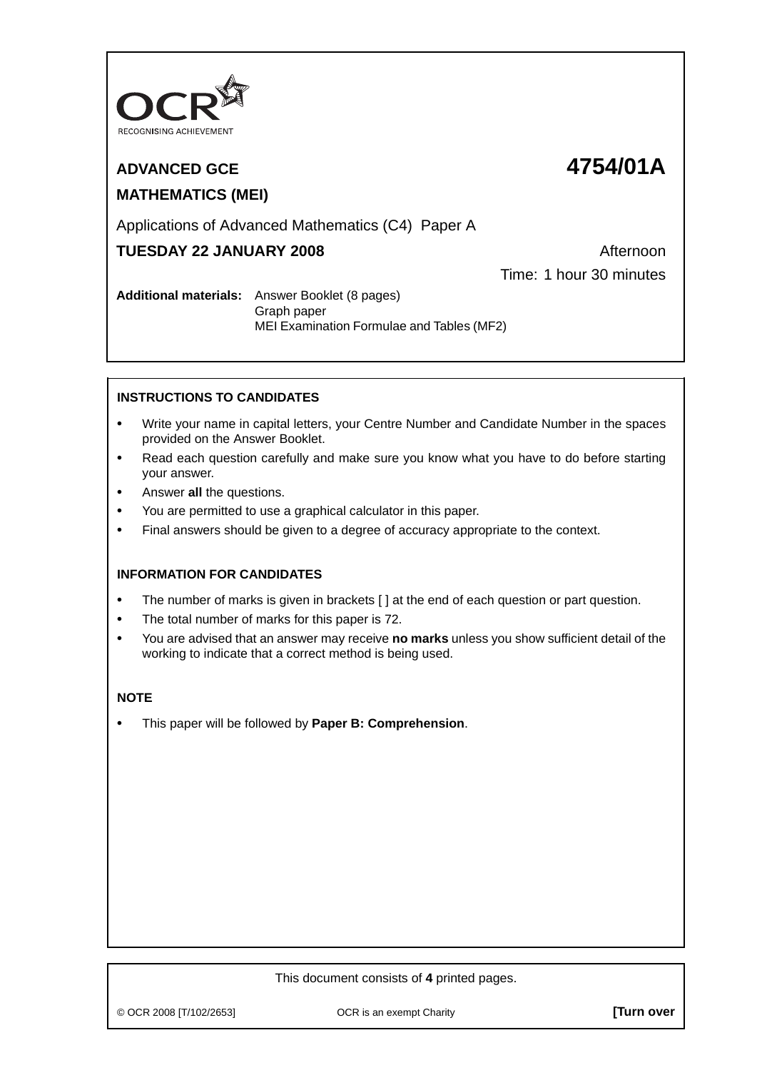OCR RECOGNISING ACHIEVEMENT

# ADVANCED GCE **4754/01A**

## MATHEMATICS (MEI)

Applications of Advanced Mathematics (C4) Paper A

**TUESDAY 22 JANUARY 2008** Afternoon

Time: 1 hour 30 minutes

**Additional materials:** Answer Booklet (8 pages)
Graph paper
MEI Examination Formulae and Tables (MF2)

**INSTRUCTIONS TO CANDIDATES**

- Write your name in capital letters, your Centre Number and Candidate Number in the spaces provided on the Answer Booklet.
- Read each question carefully and make sure you know what you have to do before starting your answer.
- Answer **all** the questions.
- You are permitted to use a graphical calculator in this paper.
- Final answers should be given to a degree of accuracy appropriate to the context.

**INFORMATION FOR CANDIDATES**

- The number of marks is given in brackets [ ] at the end of each question or part question.
- The total number of marks for this paper is 72.
- You are advised that an answer may receive **no marks** unless you show sufficient detail of the working to indicate that a correct method is being used.

**NOTE**

- This paper will be followed by **Paper B: Comprehension**.

This document consists of **4** printed pages.

© OCR 2008 [T/102/2653] OCR is an exempt Charity **[Turn over**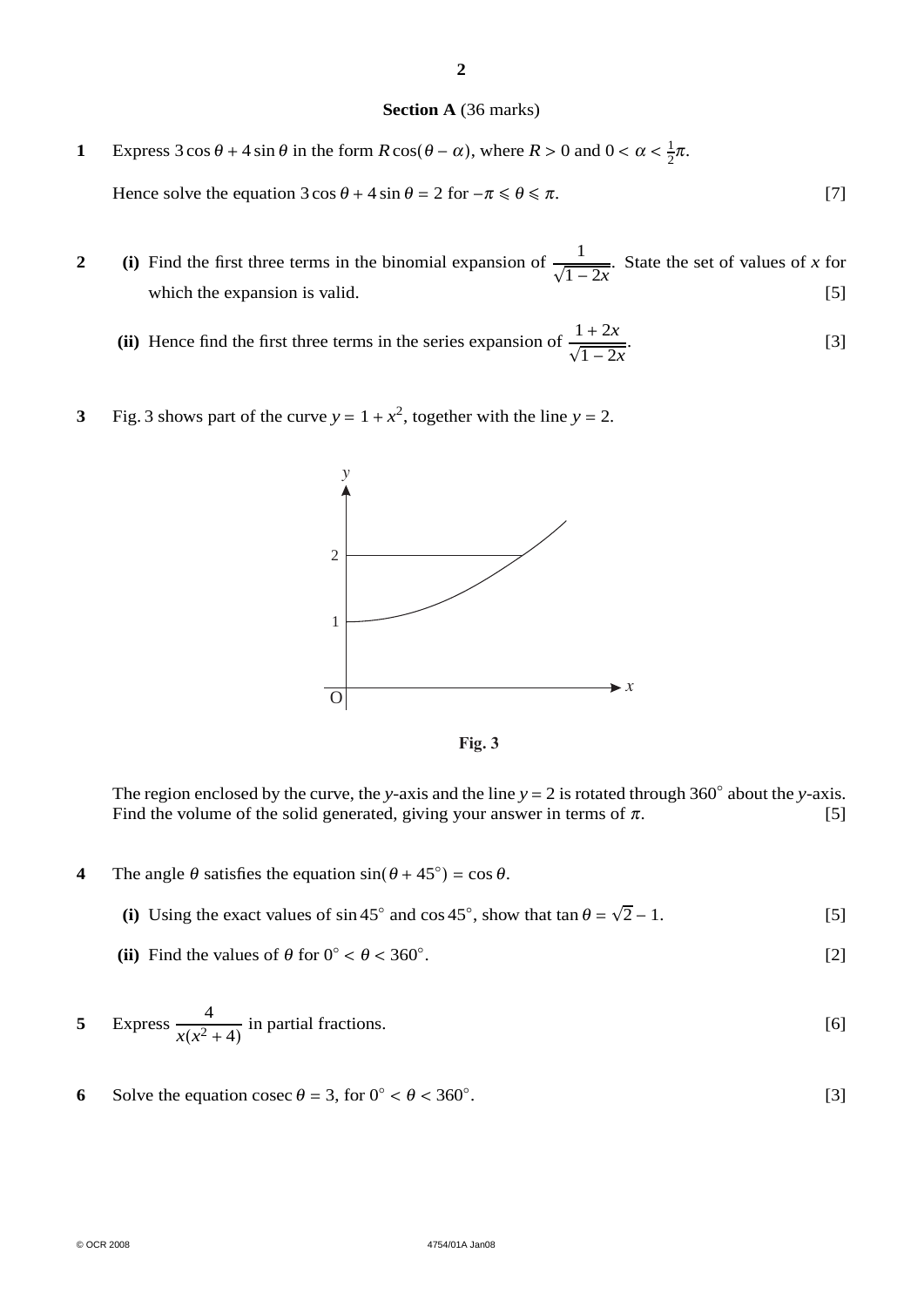**Section A** (36 marks)

**1** Express $3\cos\theta + 4\sin\theta$ in the form $R\cos(\theta - \alpha)$, where $R > 0$ and $0 < \alpha < \frac{1}{2}\pi$.

Hence solve the equation $3\cos\theta + 4\sin\theta = 2$ for $-\pi \leqslant \theta \leqslant \pi$. [7]

**2** **(i)** Find the first three terms in the binomial expansion of $\dfrac{1}{\sqrt{1-2x}}$. State the set of values of $x$ for which the expansion is valid. [5]

**(ii)** Hence find the first three terms in the series expansion of $\dfrac{1+2x}{\sqrt{1-2x}}$. [3]

**3** Fig. 3 shows part of the curve $y = 1 + x^2$, together with the line $y = 2$.

**Fig. 3**

The region enclosed by the curve, the $y$-axis and the line $y = 2$ is rotated through $360^\circ$ about the $y$-axis. Find the volume of the solid generated, giving your answer in terms of $\pi$. [5]

**4** The angle $\theta$ satisfies the equation $\sin(\theta + 45^\circ) = \cos\theta$.

**(i)** Using the exact values of $\sin 45^\circ$ and $\cos 45^\circ$, show that $\tan\theta = \sqrt{2} - 1$. [5]

**(ii)** Find the values of $\theta$ for $0^\circ < \theta < 360^\circ$. [2]

**5** Express $\dfrac{4}{x(x^2+4)}$ in partial fractions. [6]

**6** Solve the equation $\operatorname{cosec}\theta = 3$, for $0^\circ < \theta < 360^\circ$. [3]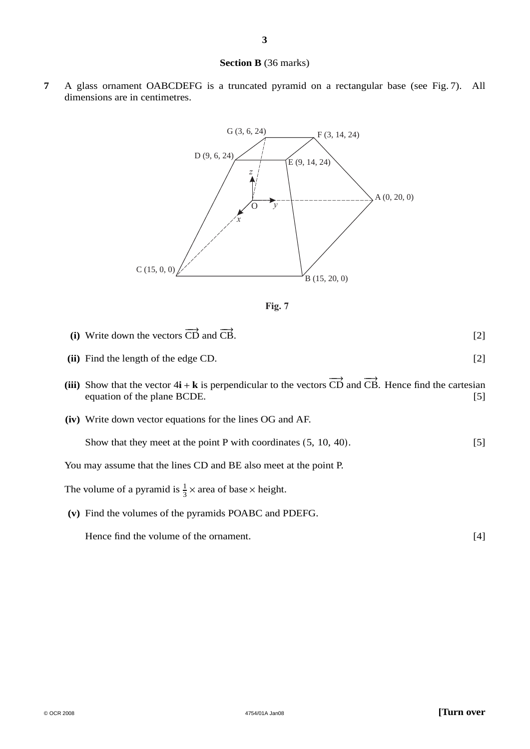## Section B (36 marks)

**7** A glass ornament OABCDEFG is a truncated pyramid on a rectangular base (see Fig. 7). All dimensions are in centimetres.

G (3, 6, 24) F (3, 14, 24) D (9, 6, 24) E (9, 14, 24) A (0, 20, 0) C (15, 0, 0) B (15, 20, 0) O

**Fig. 7**

**(i)** Write down the vectors $\overrightarrow{CD}$ and $\overrightarrow{CB}$. [2]

**(ii)** Find the length of the edge CD. [2]

**(iii)** Show that the vector $4\mathbf{i} + \mathbf{k}$ is perpendicular to the vectors $\overrightarrow{CD}$ and $\overrightarrow{CB}$. Hence find the cartesian equation of the plane BCDE. [5]

**(iv)** Write down vector equations for the lines OG and AF.

Show that they meet at the point P with coordinates $(5, 10, 40)$. [5]

You may assume that the lines CD and BE also meet at the point P.

The volume of a pyramid is $\frac{1}{3} \times$ area of base $\times$ height.

**(v)** Find the volumes of the pyramids POABC and PDEFG.

Hence find the volume of the ornament. [4]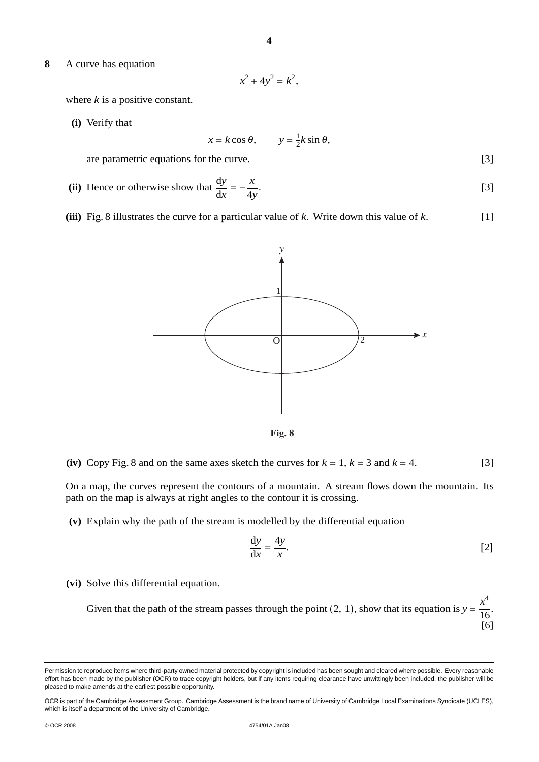**8** A curve has equation

$$x^2 + 4y^2 = k^2,$$

where $k$ is a positive constant.

**(i)** Verify that

$$x = k\cos\theta, \qquad y = \tfrac{1}{2}k\sin\theta,$$

are parametric equations for the curve. [3]

**(ii)** Hence or otherwise show that $\dfrac{dy}{dx} = -\dfrac{x}{4y}$. [3]

**(iii)** Fig. 8 illustrates the curve for a particular value of $k$. Write down this value of $k$. [1]

y

1

O

2

x

**Fig. 8**

**(iv)** Copy Fig. 8 and on the same axes sketch the curves for $k = 1$, $k = 3$ and $k = 4$. [3]

On a map, the curves represent the contours of a mountain. A stream flows down the mountain. Its path on the map is always at right angles to the contour it is crossing.

**(v)** Explain why the path of the stream is modelled by the differential equation

$$\frac{dy}{dx} = \frac{4y}{x}.$$ [2]

**(vi)** Solve this differential equation.

Given that the path of the stream passes through the point $(2, 1)$, show that its equation is $y = \dfrac{x^4}{16}$. [6]

Permission to reproduce items where third-party owned material protected by copyright is included has been sought and cleared where possible. Every reasonable effort has been made by the publisher (OCR) to trace copyright holders, but if any items requiring clearance have unwittingly been included, the publisher will be pleased to make amends at the earliest possible opportunity.

OCR is part of the Cambridge Assessment Group. Cambridge Assessment is the brand name of University of Cambridge Local Examinations Syndicate (UCLES), which is itself a department of the University of Cambridge.

© OCR 2008 4754/01A Jan08